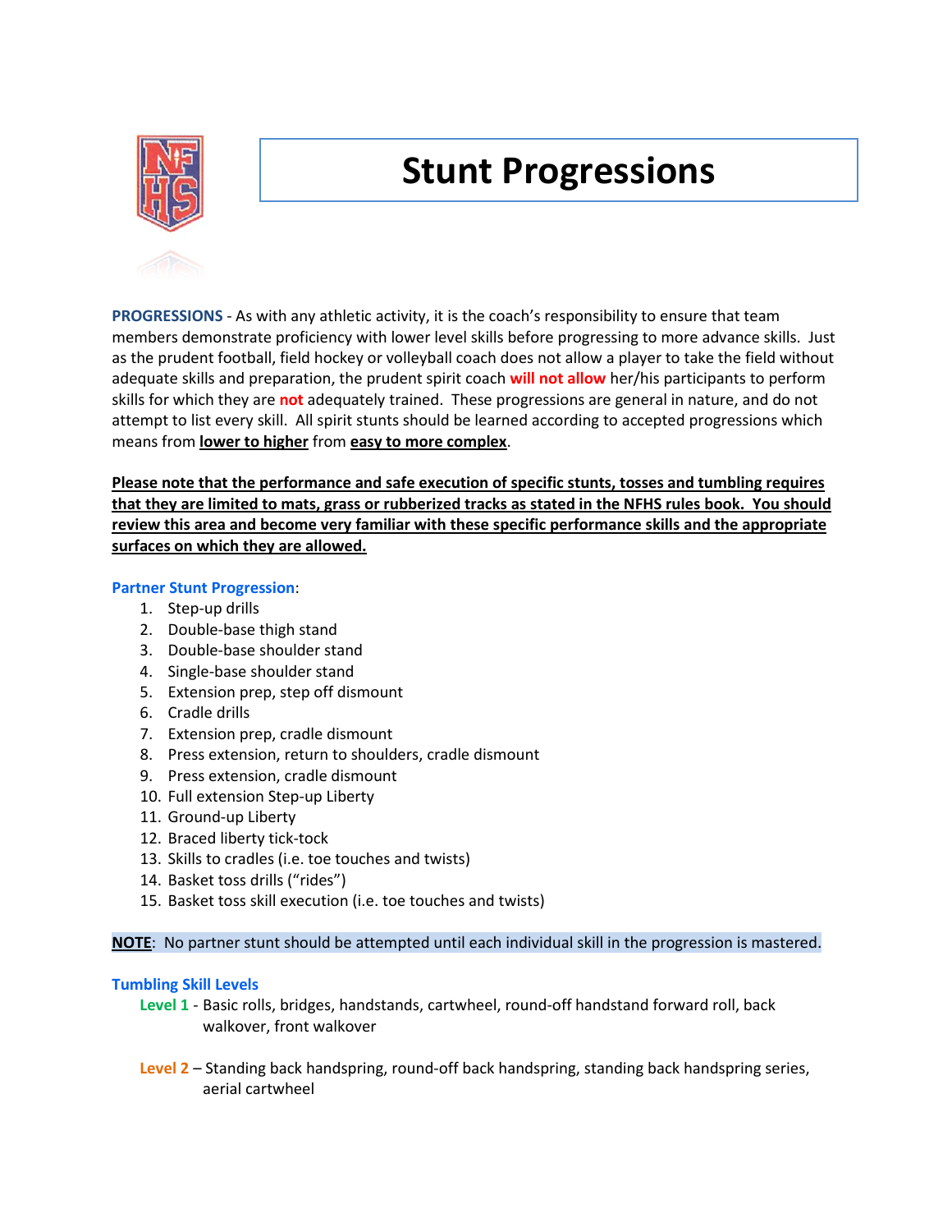# Stunt Progressions

**PROGRESSIONS** - As with any athletic activity, it is the coach's responsibility to ensure that team members demonstrate proficiency with lower level skills before progressing to more advance skills. Just as the prudent football, field hockey or volleyball coach does not allow a player to take the field without adequate skills and preparation, the prudent spirit coach **will not allow** her/his participants to perform skills for which they are **not** adequately trained. These progressions are general in nature, and do not attempt to list every skill. All spirit stunts should be learned according to accepted progressions which means from **lower to higher** from **easy to more complex**.

**Please note that the performance and safe execution of specific stunts, tosses and tumbling requires that they are limited to mats, grass or rubberized tracks as stated in the NFHS rules book. You should review this area and become very familiar with these specific performance skills and the appropriate surfaces on which they are allowed.**

### Partner Stunt Progression:

1. Step-up drills
2. Double-base thigh stand
3. Double-base shoulder stand
4. Single-base shoulder stand
5. Extension prep, step off dismount
6. Cradle drills
7. Extension prep, cradle dismount
8. Press extension, return to shoulders, cradle dismount
9. Press extension, cradle dismount
10. Full extension Step-up Liberty
11. Ground-up Liberty
12. Braced liberty tick-tock
13. Skills to cradles (i.e. toe touches and twists)
14. Basket toss drills ("rides")
15. Basket toss skill execution (i.e. toe touches and twists)

**NOTE**: No partner stunt should be attempted until each individual skill in the progression is mastered.

### Tumbling Skill Levels

**Level 1** - Basic rolls, bridges, handstands, cartwheel, round-off handstand forward roll, back walkover, front walkover

**Level 2** – Standing back handspring, round-off back handspring, standing back handspring series, aerial cartwheel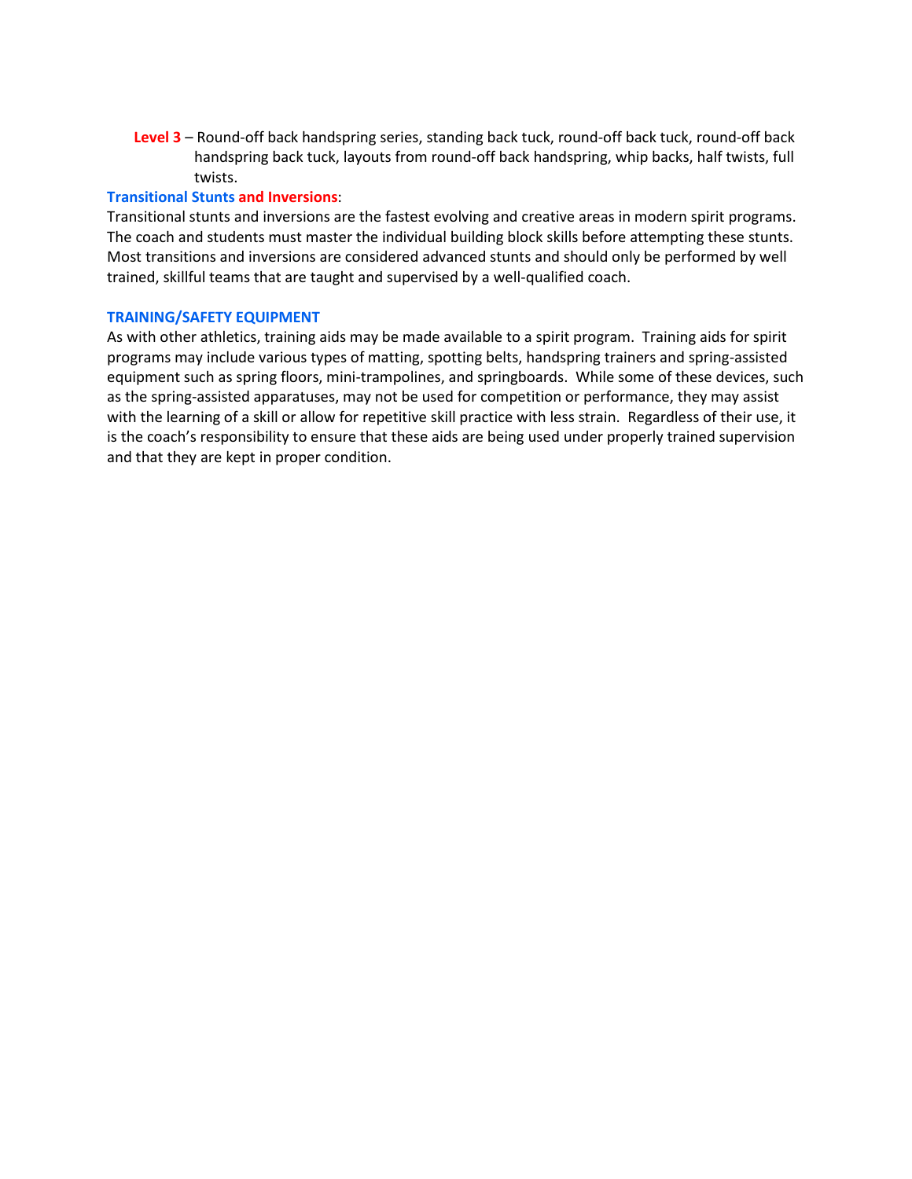**Level 3** – Round-off back handspring series, standing back tuck, round-off back tuck, round-off back handspring back tuck, layouts from round-off back handspring, whip backs, half twists, full twists.

**Transitional Stunts and Inversions**:

Transitional stunts and inversions are the fastest evolving and creative areas in modern spirit programs. The coach and students must master the individual building block skills before attempting these stunts. Most transitions and inversions are considered advanced stunts and should only be performed by well trained, skillful teams that are taught and supervised by a well-qualified coach.

## TRAINING/SAFETY EQUIPMENT

As with other athletics, training aids may be made available to a spirit program. Training aids for spirit programs may include various types of matting, spotting belts, handspring trainers and spring-assisted equipment such as spring floors, mini-trampolines, and springboards. While some of these devices, such as the spring-assisted apparatuses, may not be used for competition or performance, they may assist with the learning of a skill or allow for repetitive skill practice with less strain. Regardless of their use, it is the coach's responsibility to ensure that these aids are being used under properly trained supervision and that they are kept in proper condition.